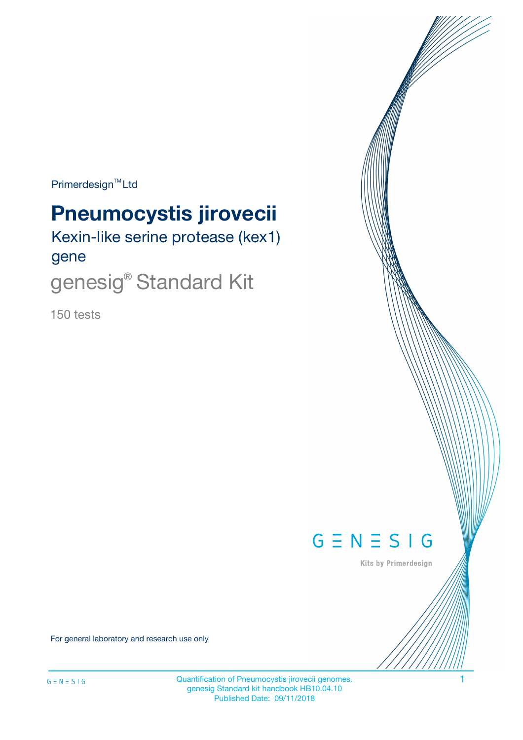Primerdesign™ Ltd

# Pneumocystis jirovecii

## Kexin-like serine protease (kex1) gene

## genesig® Standard Kit

150 tests

GENESIG

Kits by Primerdesign

For general laboratory and research use only

Quantification of Pneumocystis jirovecii genomes.
genesig Standard kit handbook HB10.04.10
Published Date: 09/11/2018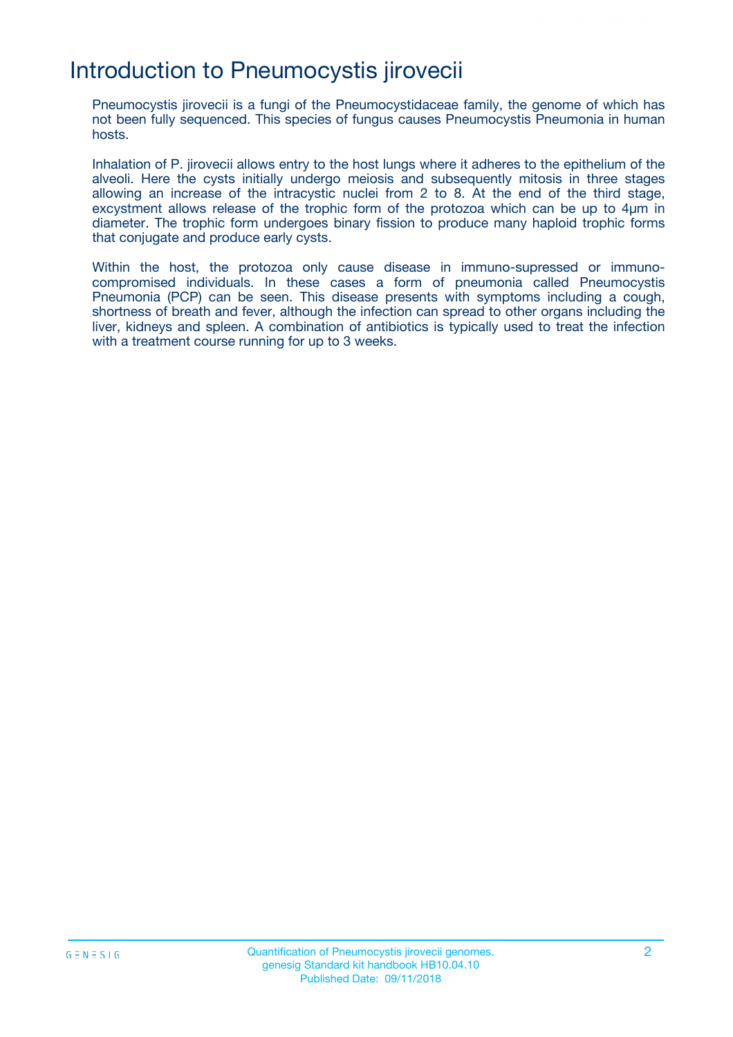# Introduction to Pneumocystis jirovecii

Pneumocystis jirovecii is a fungi of the Pneumocystidaceae family, the genome of which has not been fully sequenced. This species of fungus causes Pneumocystis Pneumonia in human hosts.

Inhalation of P. jirovecii allows entry to the host lungs where it adheres to the epithelium of the alveoli. Here the cysts initially undergo meiosis and subsequently mitosis in three stages allowing an increase of the intracystic nuclei from 2 to 8. At the end of the third stage, excystment allows release of the trophic form of the protozoa which can be up to 4μm in diameter. The trophic form undergoes binary fission to produce many haploid trophic forms that conjugate and produce early cysts.

Within the host, the protozoa only cause disease in immuno-supressed or immuno-compromised individuals. In these cases a form of pneumonia called Pneumocystis Pneumonia (PCP) can be seen. This disease presents with symptoms including a cough, shortness of breath and fever, although the infection can spread to other organs including the liver, kidneys and spleen. A combination of antibiotics is typically used to treat the infection with a treatment course running for up to 3 weeks.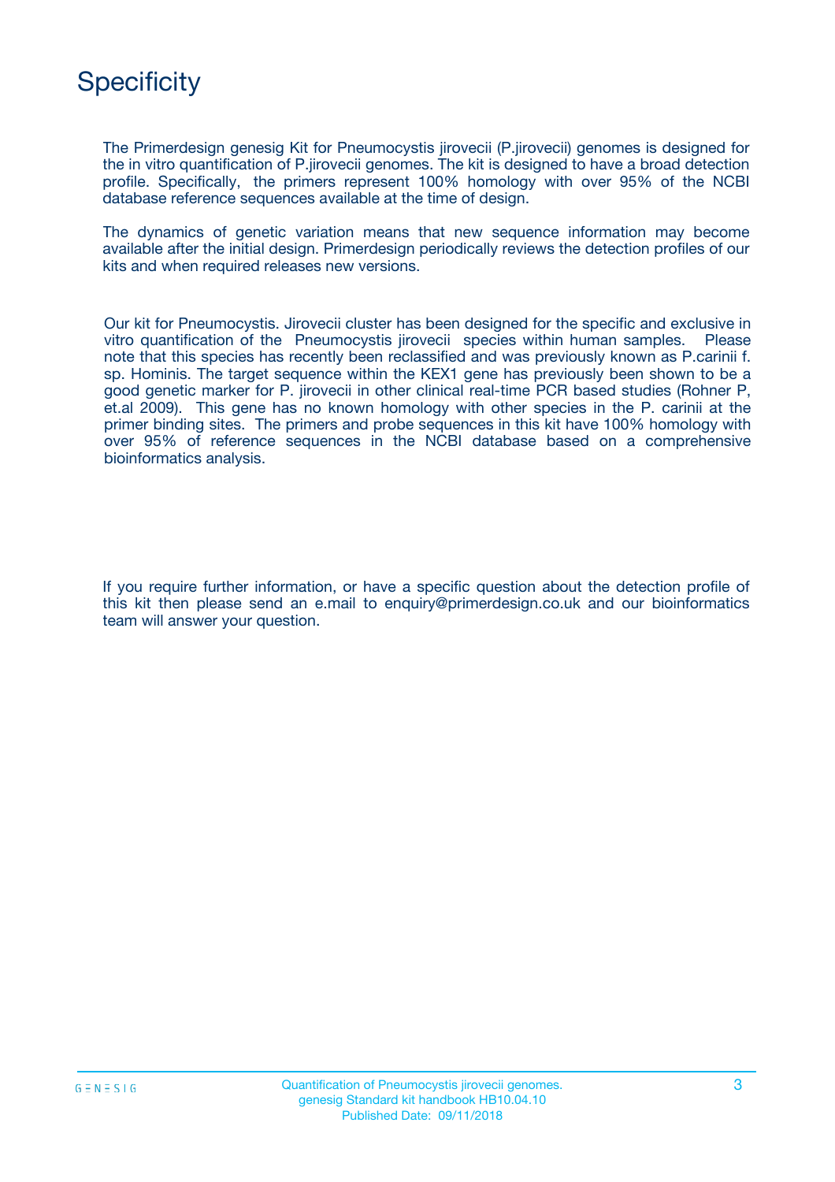# Specificity

The Primerdesign genesig Kit for Pneumocystis jirovecii (P.jirovecii) genomes is designed for the in vitro quantification of P.jirovecii genomes. The kit is designed to have a broad detection profile. Specifically, the primers represent 100% homology with over 95% of the NCBI database reference sequences available at the time of design.

The dynamics of genetic variation means that new sequence information may become available after the initial design. Primerdesign periodically reviews the detection profiles of our kits and when required releases new versions.

Our kit for Pneumocystis. Jirovecii cluster has been designed for the specific and exclusive in vitro quantification of the Pneumocystis jirovecii species within human samples. Please note that this species has recently been reclassified and was previously known as P.carinii f. sp. Hominis. The target sequence within the KEX1 gene has previously been shown to be a good genetic marker for P. jirovecii in other clinical real-time PCR based studies (Rohner P, et.al 2009). This gene has no known homology with other species in the P. carinii at the primer binding sites. The primers and probe sequences in this kit have 100% homology with over 95% of reference sequences in the NCBI database based on a comprehensive bioinformatics analysis.

If you require further information, or have a specific question about the detection profile of this kit then please send an e.mail to enquiry@primerdesign.co.uk and our bioinformatics team will answer your question.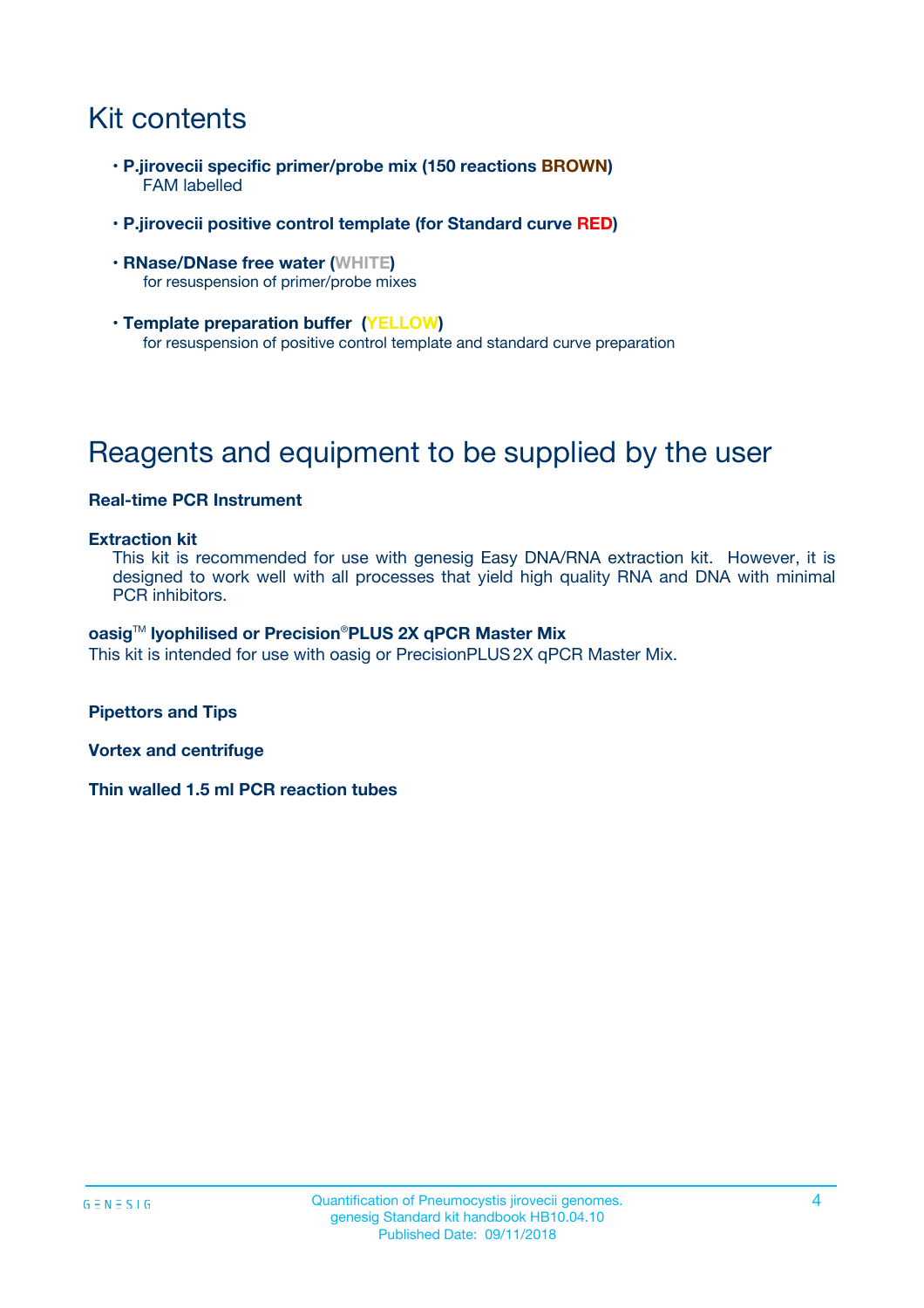# Kit contents

- **P.jirovecii specific primer/probe mix (150 reactions BROWN)**
  FAM labelled
- **P.jirovecii positive control template (for Standard curve RED)**
- **RNase/DNase free water (WHITE)**
  for resuspension of primer/probe mixes
- **Template preparation buffer (YELLOW)**
  for resuspension of positive control template and standard curve preparation

# Reagents and equipment to be supplied by the user

**Real-time PCR Instrument**

**Extraction kit**

This kit is recommended for use with genesig Easy DNA/RNA extraction kit. However, it is designed to work well with all processes that yield high quality RNA and DNA with minimal PCR inhibitors.

**oasig™ lyophilised or Precision®PLUS 2X qPCR Master Mix**

This kit is intended for use with oasig or PrecisionPLUS 2X qPCR Master Mix.

**Pipettors and Tips**

**Vortex and centrifuge**

**Thin walled 1.5 ml PCR reaction tubes**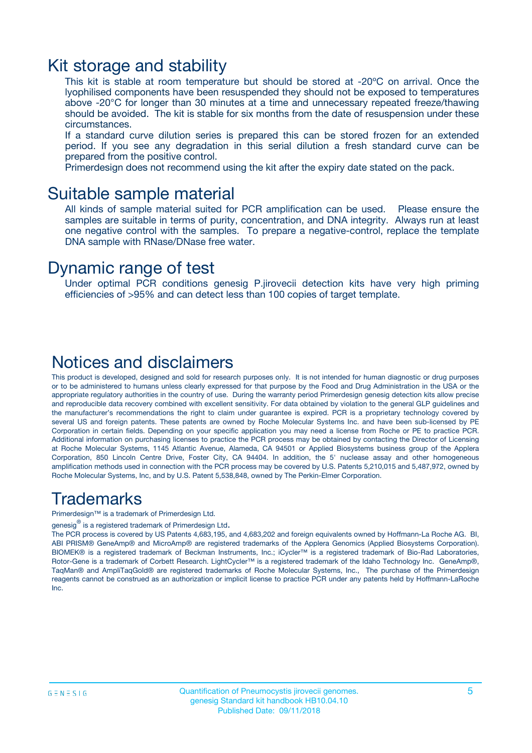# Kit storage and stability

This kit is stable at room temperature but should be stored at -20ºC on arrival. Once the lyophilised components have been resuspended they should not be exposed to temperatures above -20°C for longer than 30 minutes at a time and unnecessary repeated freeze/thawing should be avoided. The kit is stable for six months from the date of resuspension under these circumstances.

If a standard curve dilution series is prepared this can be stored frozen for an extended period. If you see any degradation in this serial dilution a fresh standard curve can be prepared from the positive control.

Primerdesign does not recommend using the kit after the expiry date stated on the pack.

# Suitable sample material

All kinds of sample material suited for PCR amplification can be used. Please ensure the samples are suitable in terms of purity, concentration, and DNA integrity. Always run at least one negative control with the samples. To prepare a negative-control, replace the template DNA sample with RNase/DNase free water.

# Dynamic range of test

Under optimal PCR conditions genesig P.jirovecii detection kits have very high priming efficiencies of >95% and can detect less than 100 copies of target template.

# Notices and disclaimers

This product is developed, designed and sold for research purposes only. It is not intended for human diagnostic or drug purposes or to be administered to humans unless clearly expressed for that purpose by the Food and Drug Administration in the USA or the appropriate regulatory authorities in the country of use. During the warranty period Primerdesign genesig detection kits allow precise and reproducible data recovery combined with excellent sensitivity. For data obtained by violation to the general GLP guidelines and the manufacturer's recommendations the right to claim under guarantee is expired. PCR is a proprietary technology covered by several US and foreign patents. These patents are owned by Roche Molecular Systems Inc. and have been sub-licensed by PE Corporation in certain fields. Depending on your specific application you may need a license from Roche or PE to practice PCR. Additional information on purchasing licenses to practice the PCR process may be obtained by contacting the Director of Licensing at Roche Molecular Systems, 1145 Atlantic Avenue, Alameda, CA 94501 or Applied Biosystems business group of the Applera Corporation, 850 Lincoln Centre Drive, Foster City, CA 94404. In addition, the 5' nuclease assay and other homogeneous amplification methods used in connection with the PCR process may be covered by U.S. Patents 5,210,015 and 5,487,972, owned by Roche Molecular Systems, Inc, and by U.S. Patent 5,538,848, owned by The Perkin-Elmer Corporation.

# Trademarks

Primerdesign™ is a trademark of Primerdesign Ltd.

genesig® is a registered trademark of Primerdesign Ltd.

The PCR process is covered by US Patents 4,683,195, and 4,683,202 and foreign equivalents owned by Hoffmann-La Roche AG. BI, ABI PRISM® GeneAmp® and MicroAmp® are registered trademarks of the Applera Genomics (Applied Biosystems Corporation). BIOMEK® is a registered trademark of Beckman Instruments, Inc.; iCycler™ is a registered trademark of Bio-Rad Laboratories, Rotor-Gene is a trademark of Corbett Research. LightCycler™ is a registered trademark of the Idaho Technology Inc. GeneAmp®, TaqMan® and AmpliTaqGold® are registered trademarks of Roche Molecular Systems, Inc., The purchase of the Primerdesign reagents cannot be construed as an authorization or implicit license to practice PCR under any patents held by Hoffmann-LaRoche Inc.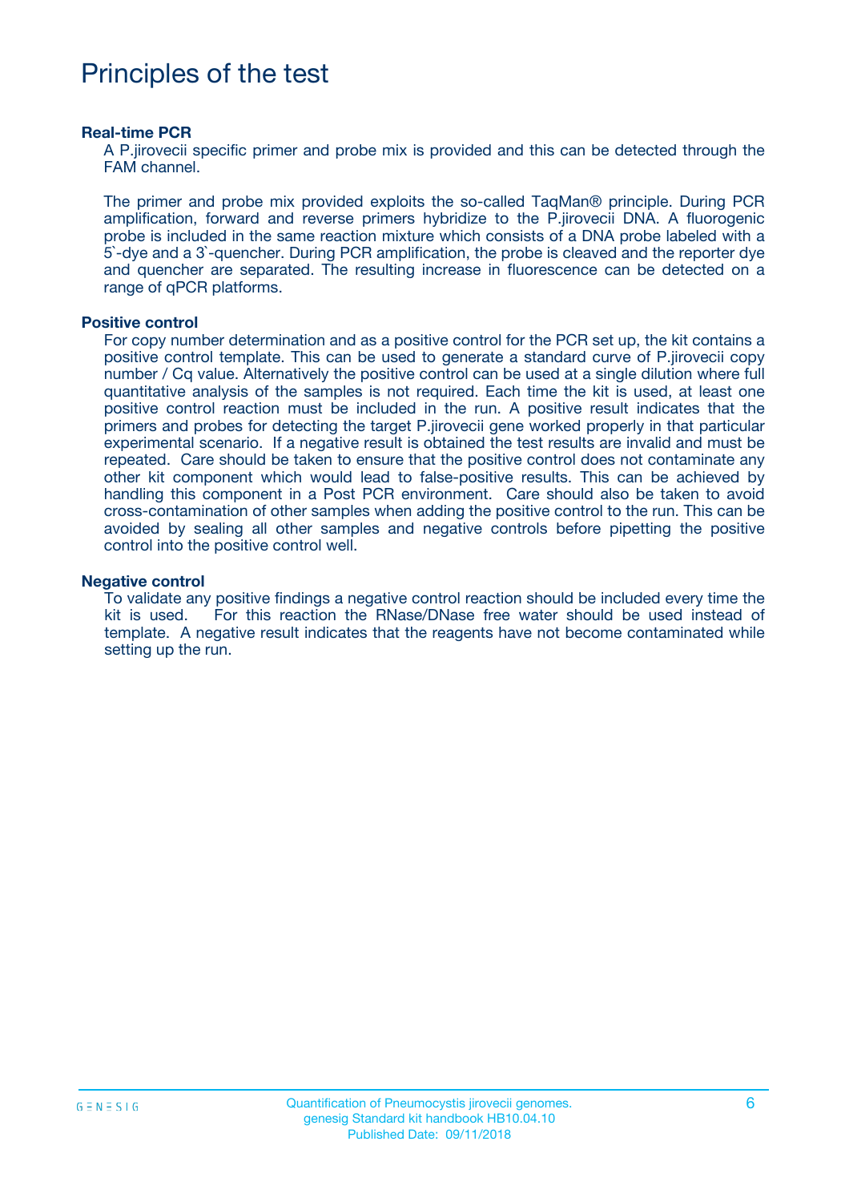# Principles of the test

### Real-time PCR

A P.jirovecii specific primer and probe mix is provided and this can be detected through the FAM channel.

The primer and probe mix provided exploits the so-called TaqMan® principle. During PCR amplification, forward and reverse primers hybridize to the P.jirovecii DNA. A fluorogenic probe is included in the same reaction mixture which consists of a DNA probe labeled with a 5`-dye and a 3`-quencher. During PCR amplification, the probe is cleaved and the reporter dye and quencher are separated. The resulting increase in fluorescence can be detected on a range of qPCR platforms.

### Positive control

For copy number determination and as a positive control for the PCR set up, the kit contains a positive control template. This can be used to generate a standard curve of P.jirovecii copy number / Cq value. Alternatively the positive control can be used at a single dilution where full quantitative analysis of the samples is not required. Each time the kit is used, at least one positive control reaction must be included in the run. A positive result indicates that the primers and probes for detecting the target P.jirovecii gene worked properly in that particular experimental scenario. If a negative result is obtained the test results are invalid and must be repeated. Care should be taken to ensure that the positive control does not contaminate any other kit component which would lead to false-positive results. This can be achieved by handling this component in a Post PCR environment. Care should also be taken to avoid cross-contamination of other samples when adding the positive control to the run. This can be avoided by sealing all other samples and negative controls before pipetting the positive control into the positive control well.

### Negative control

To validate any positive findings a negative control reaction should be included every time the kit is used. For this reaction the RNase/DNase free water should be used instead of template. A negative result indicates that the reagents have not become contaminated while setting up the run.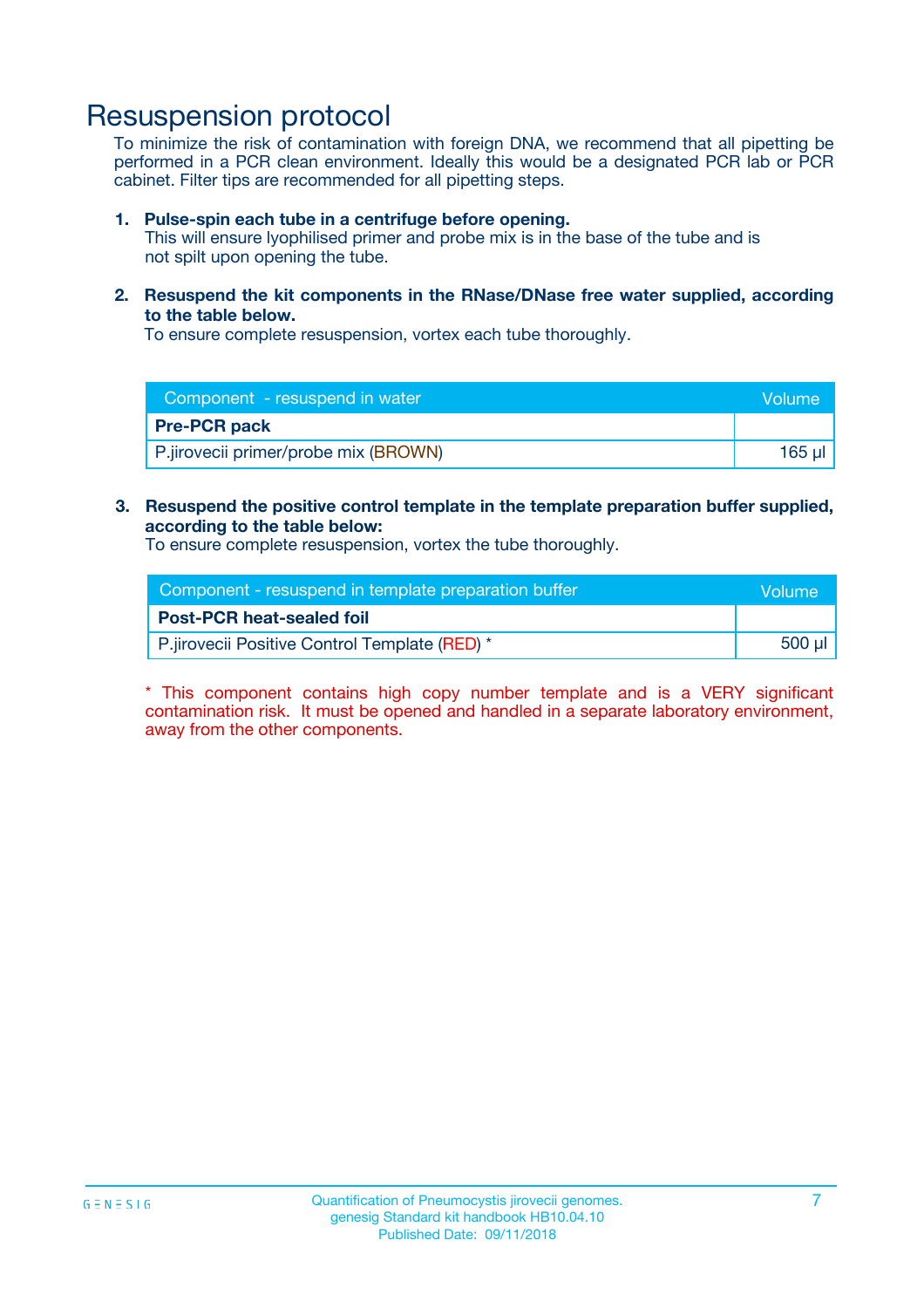# Resuspension protocol

To minimize the risk of contamination with foreign DNA, we recommend that all pipetting be performed in a PCR clean environment. Ideally this would be a designated PCR lab or PCR cabinet. Filter tips are recommended for all pipetting steps.

1. **Pulse-spin each tube in a centrifuge before opening.**
   This will ensure lyophilised primer and probe mix is in the base of the tube and is not spilt upon opening the tube.

2. **Resuspend the kit components in the RNase/DNase free water supplied, according to the table below.**
   To ensure complete resuspension, vortex each tube thoroughly.

| Component - resuspend in water | Volume |
|---|---|
| **Pre-PCR pack** | |
| P.jirovecii primer/probe mix (BROWN) | 165 µl |

3. **Resuspend the positive control template in the template preparation buffer supplied, according to the table below:**
   To ensure complete resuspension, vortex the tube thoroughly.

| Component - resuspend in template preparation buffer | Volume |
|---|---|
| **Post-PCR heat-sealed foil** | |
| P.jirovecii Positive Control Template (RED) * | 500 µl |

* This component contains high copy number template and is a VERY significant contamination risk. It must be opened and handled in a separate laboratory environment, away from the other components.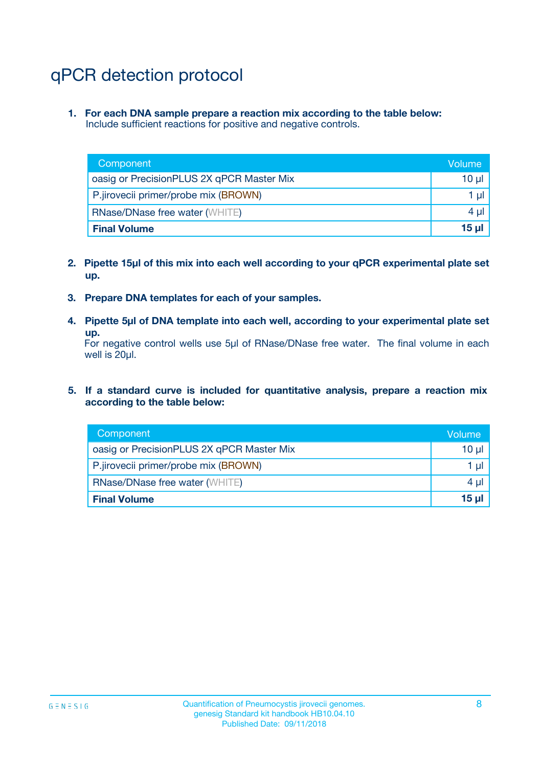# qPCR detection protocol

1. **For each DNA sample prepare a reaction mix according to the table below:**
   Include sufficient reactions for positive and negative controls.

| Component | Volume |
|---|---|
| oasig or PrecisionPLUS 2X qPCR Master Mix | 10 µl |
| P.jirovecii primer/probe mix (BROWN) | 1 µl |
| RNase/DNase free water (WHITE) | 4 µl |
| **Final Volume** | **15 µl** |

2. **Pipette 15µl of this mix into each well according to your qPCR experimental plate set up.**

3. **Prepare DNA templates for each of your samples.**

4. **Pipette 5µl of DNA template into each well, according to your experimental plate set up.**
   For negative control wells use 5µl of RNase/DNase free water. The final volume in each well is 20µl.

5. **If a standard curve is included for quantitative analysis, prepare a reaction mix according to the table below:**

| Component | Volume |
|---|---|
| oasig or PrecisionPLUS 2X qPCR Master Mix | 10 µl |
| P.jirovecii primer/probe mix (BROWN) | 1 µl |
| RNase/DNase free water (WHITE) | 4 µl |
| **Final Volume** | **15 µl** |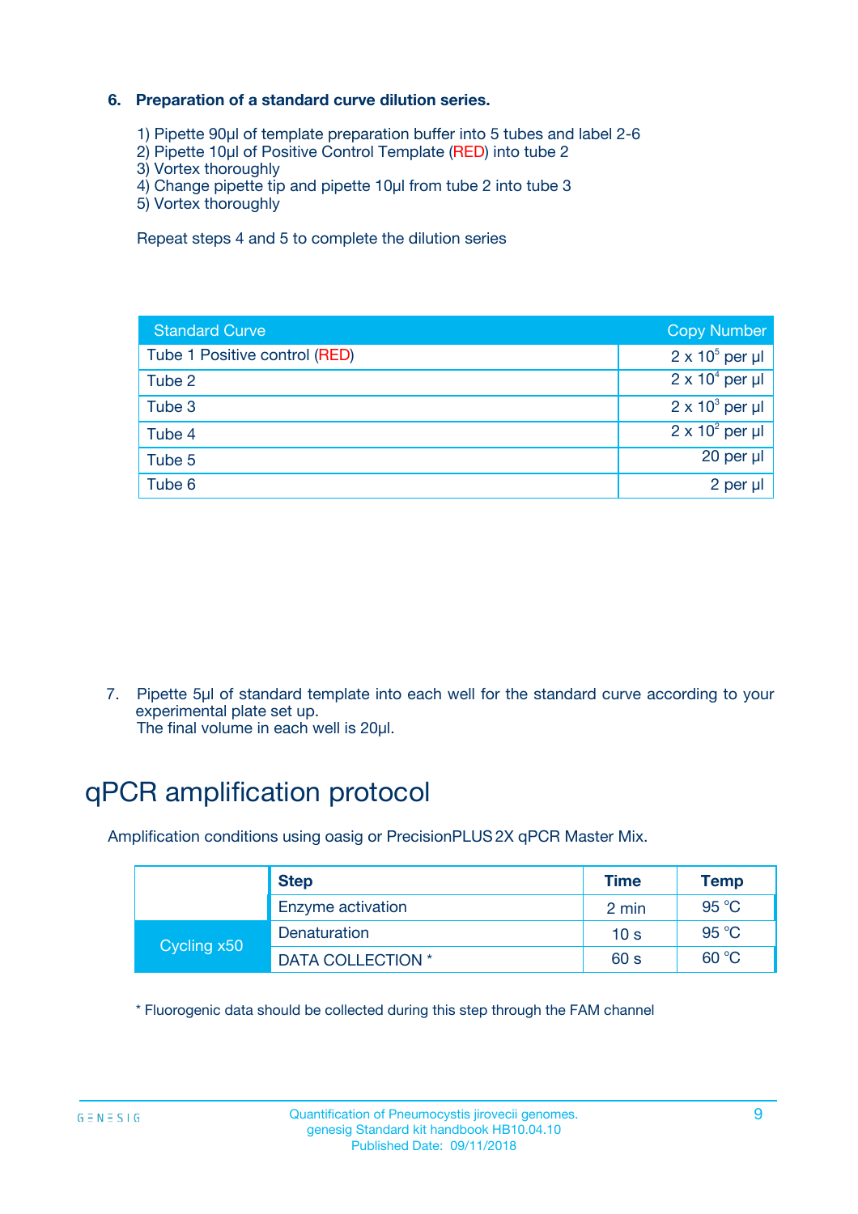### 6. Preparation of a standard curve dilution series.

1) Pipette 90µl of template preparation buffer into 5 tubes and label 2-6
2) Pipette 10µl of Positive Control Template (RED) into tube 2
3) Vortex thoroughly
4) Change pipette tip and pipette 10µl from tube 2 into tube 3
5) Vortex thoroughly

Repeat steps 4 and 5 to complete the dilution series

| Standard Curve | Copy Number |
|---|---|
| Tube 1 Positive control (RED) | $2 \times 10^5$ per µl |
| Tube 2 | $2 \times 10^4$ per µl |
| Tube 3 | $2 \times 10^3$ per µl |
| Tube 4 | $2 \times 10^2$ per µl |
| Tube 5 | 20 per µl |
| Tube 6 | 2 per µl |

7. Pipette 5µl of standard template into each well for the standard curve according to your experimental plate set up.
The final volume in each well is 20µl.

# qPCR amplification protocol

Amplification conditions using oasig or PrecisionPLUS 2X qPCR Master Mix.

| | Step | Time | Temp |
|---|---|---|---|
| | Enzyme activation | 2 min | 95 °C |
| Cycling x50 | Denaturation | 10 s | 95 °C |
| | DATA COLLECTION * | 60 s | 60 °C |

* Fluorogenic data should be collected during this step through the FAM channel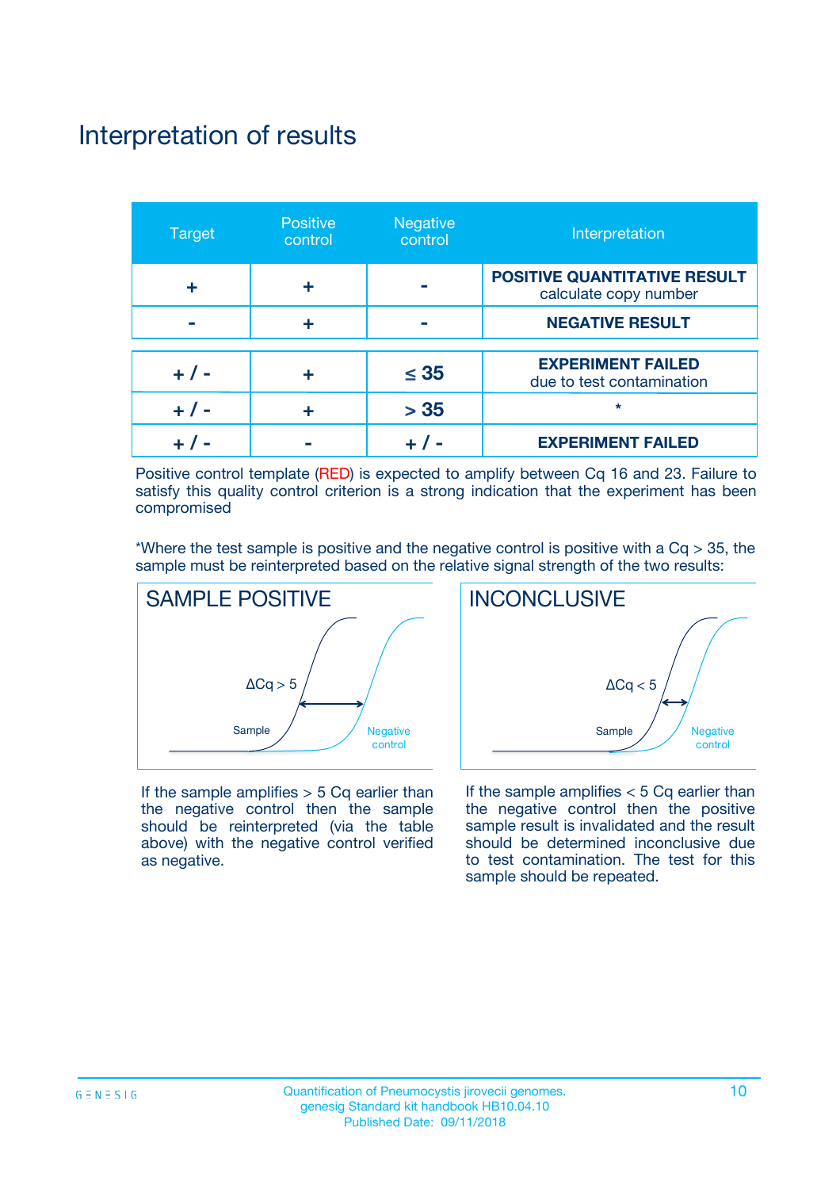# Interpretation of results

| Target | Positive control | Negative control | Interpretation |
|---|---|---|---|
| + | + | - | **POSITIVE QUANTITATIVE RESULT** calculate copy number |
| - | + | - | **NEGATIVE RESULT** |
| + / - | + | ≤ 35 | **EXPERIMENT FAILED** due to test contamination |
| + / - | + | > 35 | * |
| + / - | - | + / - | **EXPERIMENT FAILED** |

Positive control template (RED) is expected to amplify between Cq 16 and 23. Failure to satisfy this quality control criterion is a strong indication that the experiment has been compromised

*Where the test sample is positive and the negative control is positive with a Cq > 35, the sample must be reinterpreted based on the relative signal strength of the two results:

**SAMPLE POSITIVE**

ΔCq > 5

Sample

Negative control

If the sample amplifies > 5 Cq earlier than the negative control then the sample should be reinterpreted (via the table above) with the negative control verified as negative.

**INCONCLUSIVE**

ΔCq < 5

Sample

Negative control

If the sample amplifies < 5 Cq earlier than the negative control then the positive sample result is invalidated and the result should be determined inconclusive due to test contamination. The test for this sample should be repeated.